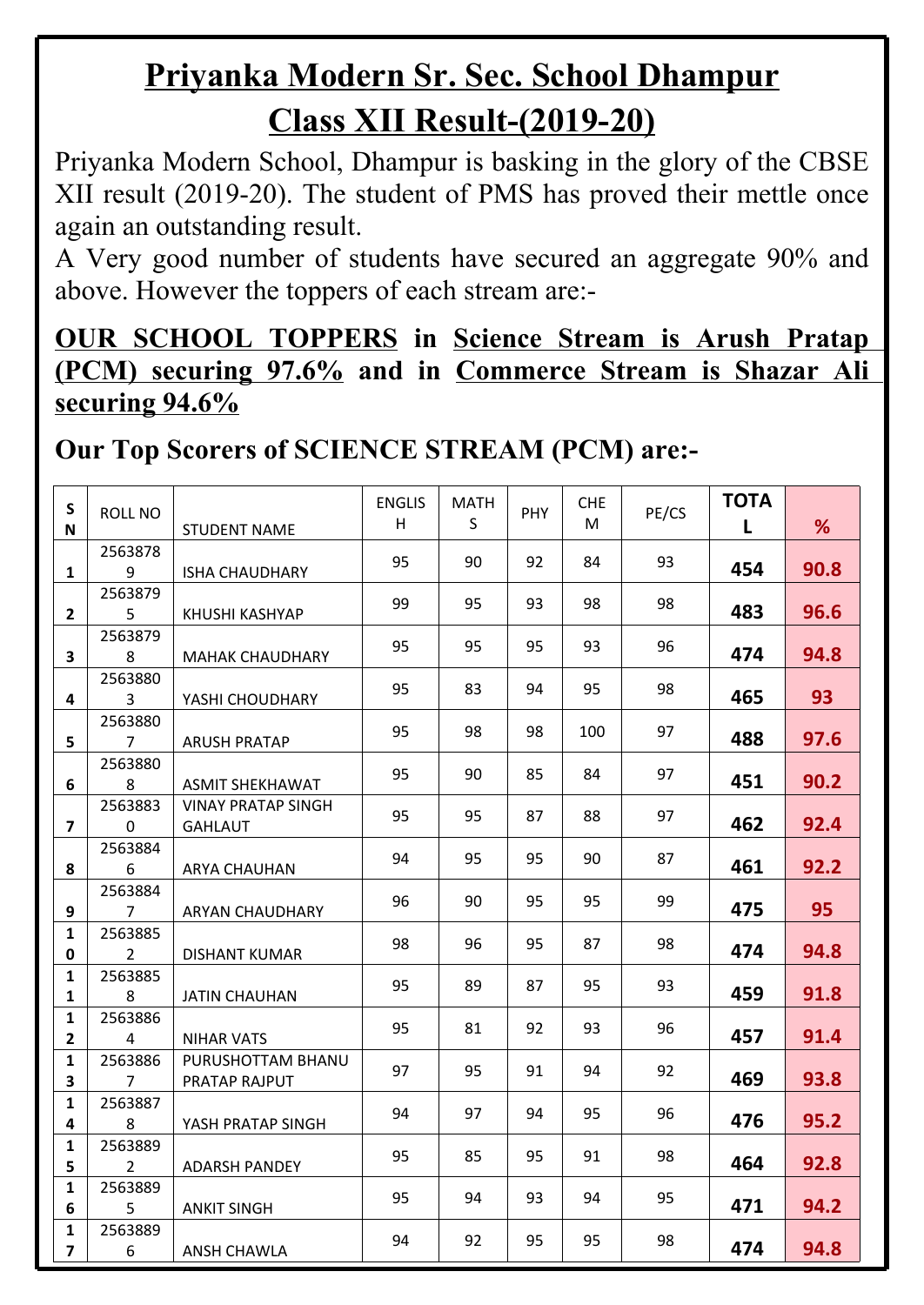# Priyanka Modern Sr. Sec. School Dhampur

## Class XII Result-(2019-20)

Priyanka Modern School, Dhampur is basking in the glory of the CBSE XII result (2019-20). The student of PMS has proved their mettle once again an outstanding result.

A Very good number of students have secured an aggregate 90% and above. However the toppers of each stream are:-

**OUR SCHOOL TOPPERS in Science Stream is Arush Pratap (PCM) securing 97.6% and in Commerce Stream is Shazar Ali securing 94.6%**

### Our Top Scorers of SCIENCE STREAM (PCM) are:-

| SN | ROLL NO | STUDENT NAME | ENGLISH | MATHS | PHY | CHEM | PE/CS | TOTAL | % |
|---|---|---|---|---|---|---|---|---|---|
| 1 | 25638789 | ISHA CHAUDHARY | 95 | 90 | 92 | 84 | 93 | 454 | 90.8 |
| 2 | 25638795 | KHUSHI KASHYAP | 99 | 95 | 93 | 98 | 98 | 483 | 96.6 |
| 3 | 25638798 | MAHAK CHAUDHARY | 95 | 95 | 95 | 93 | 96 | 474 | 94.8 |
| 4 | 25638803 | YASHI CHOUDHARY | 95 | 83 | 94 | 95 | 98 | 465 | 93 |
| 5 | 25638807 | ARUSH PRATAP | 95 | 98 | 98 | 100 | 97 | 488 | 97.6 |
| 6 | 25638808 | ASMIT SHEKHAWAT | 95 | 90 | 85 | 84 | 97 | 451 | 90.2 |
| 7 | 25638830 | VINAY PRATAP SINGH GAHLAUT | 95 | 95 | 87 | 88 | 97 | 462 | 92.4 |
| 8 | 25638846 | ARYA CHAUHAN | 94 | 95 | 95 | 90 | 87 | 461 | 92.2 |
| 9 | 25638847 | ARYAN CHAUDHARY | 96 | 90 | 95 | 95 | 99 | 475 | 95 |
| 10 | 25638852 | DISHANT KUMAR | 98 | 96 | 95 | 87 | 98 | 474 | 94.8 |
| 11 | 25638858 | JATIN CHAUHAN | 95 | 89 | 87 | 95 | 93 | 459 | 91.8 |
| 12 | 25638864 | NIHAR VATS | 95 | 81 | 92 | 93 | 96 | 457 | 91.4 |
| 13 | 25638867 | PURUSHOTTAM BHANU PRATAP RAJPUT | 97 | 95 | 91 | 94 | 92 | 469 | 93.8 |
| 14 | 25638878 | YASH PRATAP SINGH | 94 | 97 | 94 | 95 | 96 | 476 | 95.2 |
| 15 | 25638892 | ADARSH PANDEY | 95 | 85 | 95 | 91 | 98 | 464 | 92.8 |
| 16 | 25638895 | ANKIT SINGH | 95 | 94 | 93 | 94 | 95 | 471 | 94.2 |
| 17 | 25638896 | ANSH CHAWLA | 94 | 92 | 95 | 95 | 98 | 474 | 94.8 |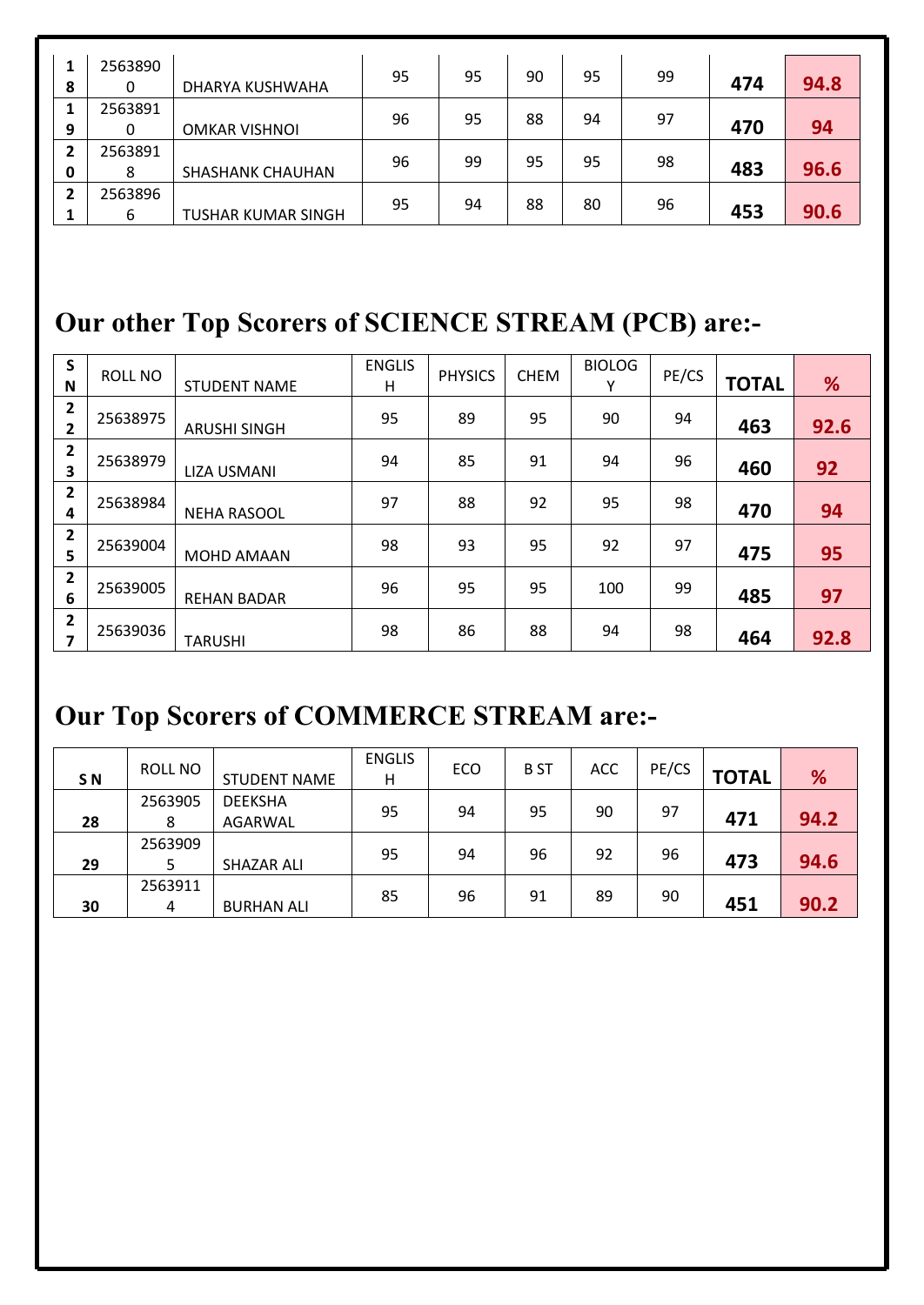| 18 | 25638900 | DHARYA KUSHWAHA | 95 | 95 | 90 | 95 | 99 | **474** | **94.8** |
|---|---|---|---|---|---|---|---|---|---|
| 19 | 25638910 | OMKAR VISHNOI | 96 | 95 | 88 | 94 | 97 | **470** | **94** |
| 20 | 25638918 | SHASHANK CHAUHAN | 96 | 99 | 95 | 95 | 98 | **483** | **96.6** |
| 21 | 25638966 | TUSHAR KUMAR SINGH | 95 | 94 | 88 | 80 | 96 | **453** | **90.6** |

# Our other Top Scorers of SCIENCE STREAM (PCB) are:-

| SN | ROLL NO | STUDENT NAME | ENGLISH | PHYSICS | CHEM | BIOLOGY | PE/CS | TOTAL | % |
|---|---|---|---|---|---|---|---|---|---|
| 22 | 25638975 | ARUSHI SINGH | 95 | 89 | 95 | 90 | 94 | **463** | **92.6** |
| 23 | 25638979 | LIZA USMANI | 94 | 85 | 91 | 94 | 96 | **460** | **92** |
| 24 | 25638984 | NEHA RASOOL | 97 | 88 | 92 | 95 | 98 | **470** | **94** |
| 25 | 25639004 | MOHD AMAAN | 98 | 93 | 95 | 92 | 97 | **475** | **95** |
| 26 | 25639005 | REHAN BADAR | 96 | 95 | 95 | 100 | 99 | **485** | **97** |
| 27 | 25639036 | TARUSHI | 98 | 86 | 88 | 94 | 98 | **464** | **92.8** |

# Our Top Scorers of COMMERCE STREAM are:-

| S N | ROLL NO | STUDENT NAME | ENGLISH | ECO | B ST | ACC | PE/CS | TOTAL | % |
|---|---|---|---|---|---|---|---|---|---|
| 28 | 25639058 | DEEKSHA AGARWAL | 95 | 94 | 95 | 90 | 97 | **471** | **94.2** |
| 29 | 25639095 | SHAZAR ALI | 95 | 94 | 96 | 92 | 96 | **473** | **94.6** |
| 30 | 25639114 | BURHAN ALI | 85 | 96 | 91 | 89 | 90 | **451** | **90.2** |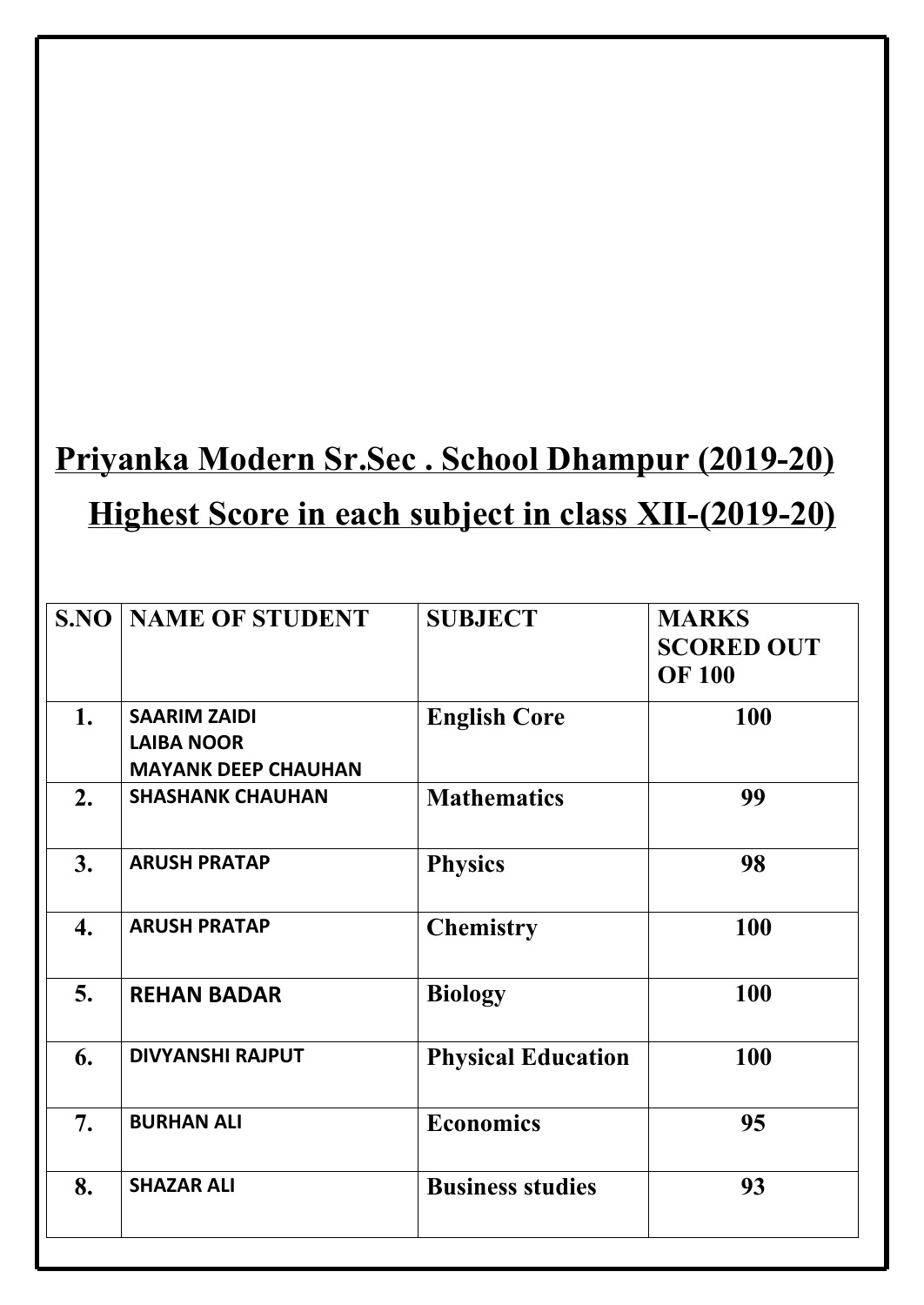# Priyanka Modern Sr.Sec . School Dhampur (2019-20)

## Highest Score in each subject in class XII-(2019-20)

| S.NO | NAME OF STUDENT | SUBJECT | MARKS SCORED OUT OF 100 |
|---|---|---|---|
| 1. | SAARIM ZAIDI<br>LAIBA NOOR<br>MAYANK DEEP CHAUHAN | English Core | 100 |
| 2. | SHASHANK CHAUHAN | Mathematics | 99 |
| 3. | ARUSH PRATAP | Physics | 98 |
| 4. | ARUSH PRATAP | Chemistry | 100 |
| 5. | REHAN BADAR | Biology | 100 |
| 6. | DIVYANSHI RAJPUT | Physical Education | 100 |
| 7. | BURHAN ALI | Economics | 95 |
| 8. | SHAZAR ALI | Business studies | 93 |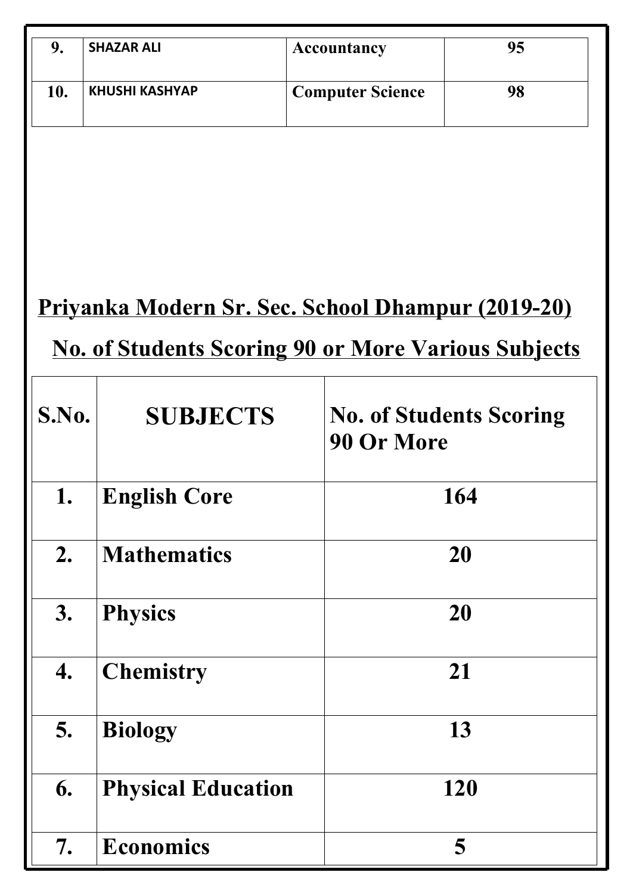| 9. | SHAZAR ALI | Accountancy | 95 |
|---|---|---|---|
| 10. | KHUSHI KASHYAP | Computer Science | 98 |

## Priyanka Modern Sr. Sec. School Dhampur (2019-20)

## No. of Students Scoring 90 or More Various Subjects

| S.No. | SUBJECTS | No. of Students Scoring 90 Or More |
|---|---|---|
| 1. | English Core | 164 |
| 2. | Mathematics | 20 |
| 3. | Physics | 20 |
| 4. | Chemistry | 21 |
| 5. | Biology | 13 |
| 6. | Physical Education | 120 |
| 7. | Economics | 5 |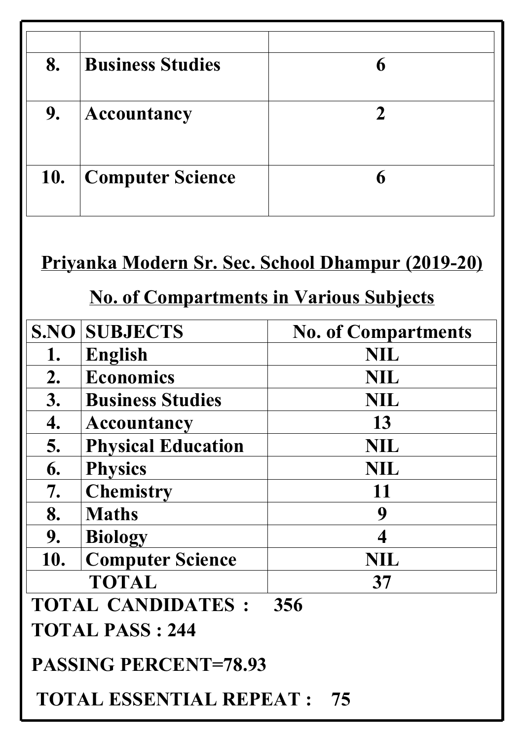| | | |
|---|---|---|
| 8. | **Business Studies** | 6 |
| 9. | **Accountancy** | 2 |
| 10. | **Computer Science** | 6 |

## Priyanka Modern Sr. Sec. School Dhampur (2019-20)

## No. of Compartments in Various Subjects

| S.NO | SUBJECTS | No. of Compartments |
|---|---|---|
| 1. | English | NIL |
| 2. | Economics | NIL |
| 3. | Business Studies | NIL |
| 4. | Accountancy | 13 |
| 5. | Physical Education | NIL |
| 6. | Physics | NIL |
| 7. | Chemistry | 11 |
| 8. | Maths | 9 |
| 9. | Biology | 4 |
| 10. | Computer Science | NIL |
| | TOTAL | 37 |

**TOTAL CANDIDATES : 356**

**TOTAL PASS : 244**

**PASSING PERCENT=78.93**

**TOTAL ESSENTIAL REPEAT : 75**